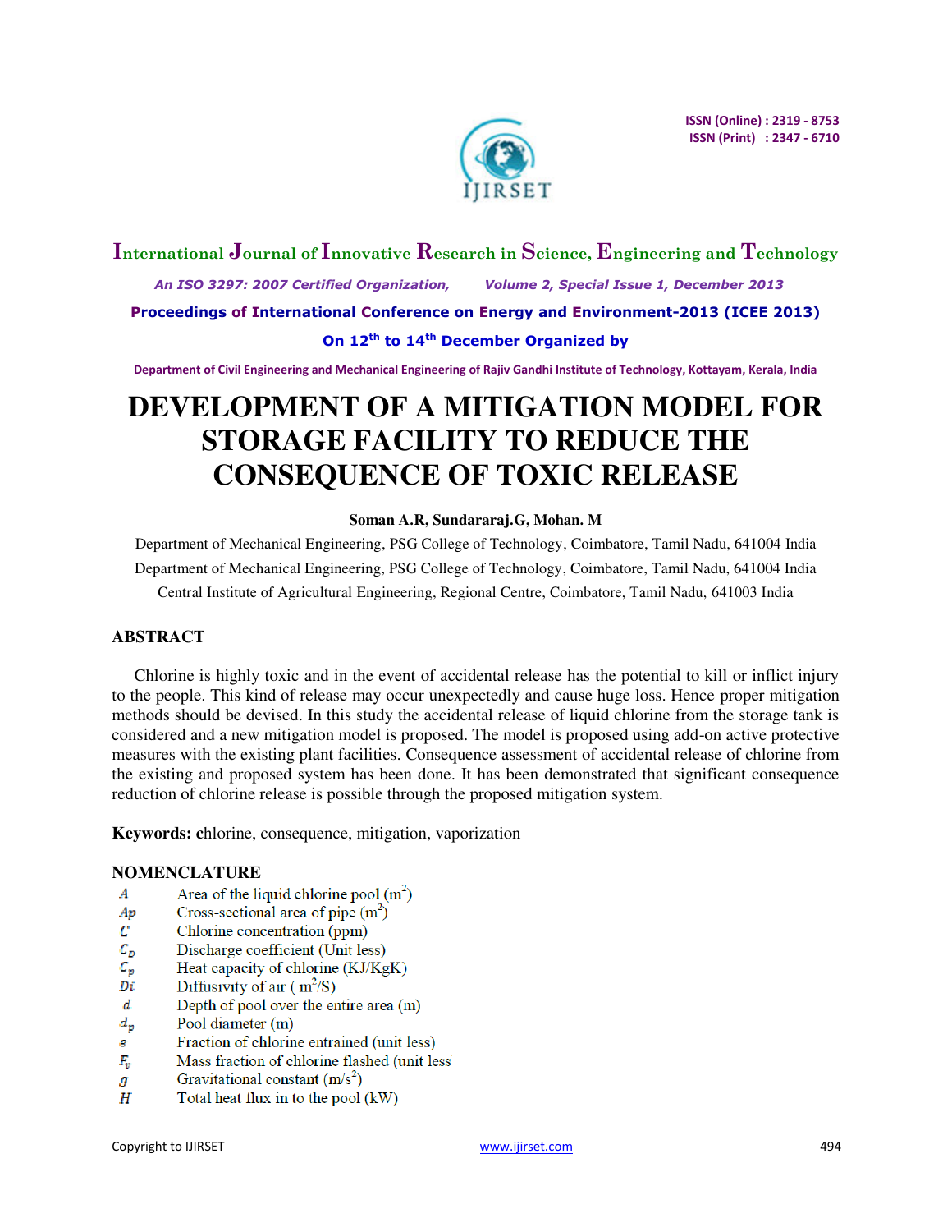# DEVELOPMENT OF A MITIGATION MODEL FOR STORAGE FACILITY TO REDUCE THE CONSEQUENCE OF TOXIC RELEASE

**Soman A.R, Sundararaj.G, Mohan. M**

Department of Mechanical Engineering, PSG College of Technology, Coimbatore, Tamil Nadu, 641004 India

Department of Mechanical Engineering, PSG College of Technology, Coimbatore, Tamil Nadu, 641004 India

Central Institute of Agricultural Engineering, Regional Centre, Coimbatore, Tamil Nadu, 641003 India

## ABSTRACT

Chlorine is highly toxic and in the event of accidental release has the potential to kill or inflict injury to the people. This kind of release may occur unexpectedly and cause huge loss. Hence proper mitigation methods should be devised. In this study the accidental release of liquid chlorine from the storage tank is considered and a new mitigation model is proposed. The model is proposed using add-on active protective measures with the existing plant facilities. Consequence assessment of accidental release of chlorine from the existing and proposed system has been done. It has been demonstrated that significant consequence reduction of chlorine release is possible through the proposed mitigation system.

**Keywords:** chlorine, consequence, mitigation, vaporization

## NOMENCLATURE

| | |
|---|---|
| $A$ | Area of the liquid chlorine pool ($m^2$) |
| $Ap$ | Cross-sectional area of pipe ($m^2$) |
| $C$ | Chlorine concentration (ppm) |
| $C_D$ | Discharge coefficient (Unit less) |
| $C_p$ | Heat capacity of chlorine (KJ/KgK) |
| $Di$ | Diffusivity of air ( $m^2$/S) |
| $d$ | Depth of pool over the entire area (m) |
| $d_p$ | Pool diameter (m) |
| $e$ | Fraction of chlorine entrained (unit less) |
| $F_v$ | Mass fraction of chlorine flashed (unit less |
| $g$ | Gravitational constant (m/$s^2$) |
| $H$ | Total heat flux in to the pool (kW) |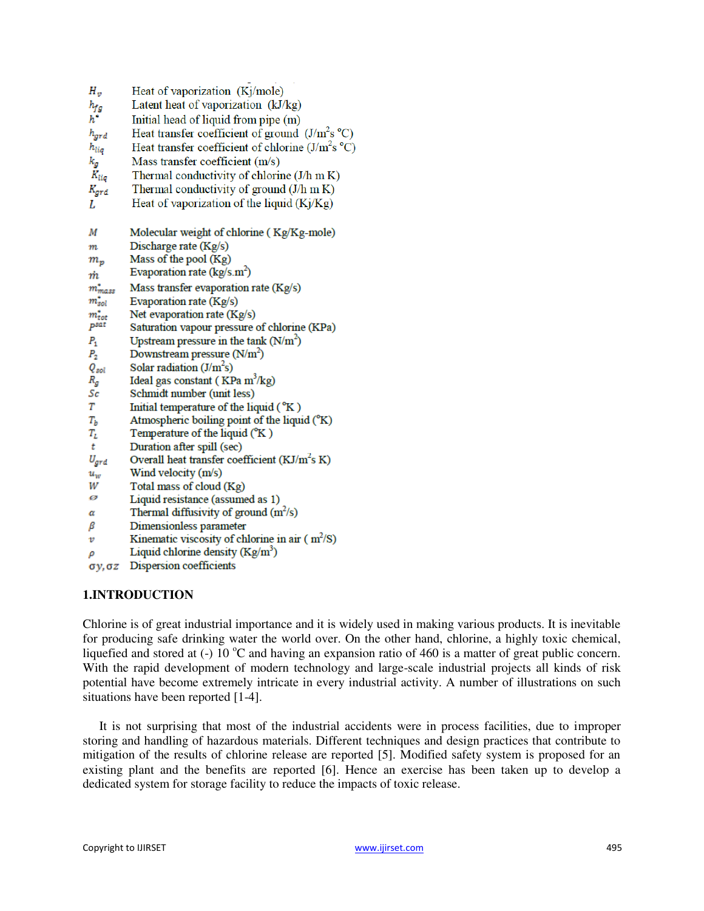| | |
|---|---|
| $H_v$ | Heat of vaporization (Kj/mole) |
| $h_{fg}$ | Latent heat of vaporization (kJ/kg) |
| $h^*$ | Initial head of liquid from pipe (m) |
| $h_{grd}$ | Heat transfer coefficient of ground (J/m$^2$s °C) |
| $h_{liq}$ | Heat transfer coefficient of chlorine (J/m$^2$s °C) |
| $k_g$ | Mass transfer coefficient (m/s) |
| $K_{liq}$ | Thermal conductivity of chlorine (J/h m K) |
| $K_{grd}$ | Thermal conductivity of ground (J/h m K) |
| $L$ | Heat of vaporization of the liquid (Kj/Kg) |

| | |
|---|---|
| $M$ | Molecular weight of chlorine ( Kg/Kg-mole) |
| $m$ | Discharge rate (Kg/s) |
| $m_p$ | Mass of the pool (Kg) |
| $\dot{m}$ | Evaporation rate (kg/s.m$^2$) |
| $\dot{m}_{mass}$ | Mass transfer evaporation rate (Kg/s) |
| $\dot{m}_{sol}$ | Evaporation rate (Kg/s) |
| $\dot{m}_{tot}$ | Net evaporation rate (Kg/s) |
| $p^{sat}$ | Saturation vapour pressure of chlorine (KPa) |
| $P_1$ | Upstream pressure in the tank (N/m$^2$) |
| $P_2$ | Downstream pressure (N/m$^2$) |
| $Q_{sol}$ | Solar radiation (J/m$^2$s) |
| $R_g$ | Ideal gas constant ( KPa m$^3$/kg) |
| $Sc$ | Schmidt number (unit less) |
| $T$ | Initial temperature of the liquid ( °K ) |
| $T_b$ | Atmospheric boiling point of the liquid (°K) |
| $T_L$ | Temperature of the liquid (°K ) |
| $t$ | Duration after spill (sec) |
| $U_{grd}$ | Overall heat transfer coefficient (KJ/m$^2$s K) |
| $u_w$ | Wind velocity (m/s) |
| $W$ | Total mass of cloud (Kg) |
| $\varnothing$ | Liquid resistance (assumed as 1) |
| $\alpha$ | Thermal diffusivity of ground (m$^2$/s) |
| $\beta$ | Dimensionless parameter |
| $v$ | Kinematic viscosity of chlorine in air ( m$^2$/S) |
| $\rho$ | Liquid chlorine density (Kg/m$^3$) |
| $\sigma y, \sigma z$ | Dispersion coefficients |

## 1.INTRODUCTION

Chlorine is of great industrial importance and it is widely used in making various products. It is inevitable for producing safe drinking water the world over. On the other hand, chlorine, a highly toxic chemical, liquefied and stored at (-) 10 °C and having an expansion ratio of 460 is a matter of great public concern. With the rapid development of modern technology and large-scale industrial projects all kinds of risk potential have become extremely intricate in every industrial activity. A number of illustrations on such situations have been reported [1-4].

It is not surprising that most of the industrial accidents were in process facilities, due to improper storing and handling of hazardous materials. Different techniques and design practices that contribute to mitigation of the results of chlorine release are reported [5]. Modified safety system is proposed for an existing plant and the benefits are reported [6]. Hence an exercise has been taken up to develop a dedicated system for storage facility to reduce the impacts of toxic release.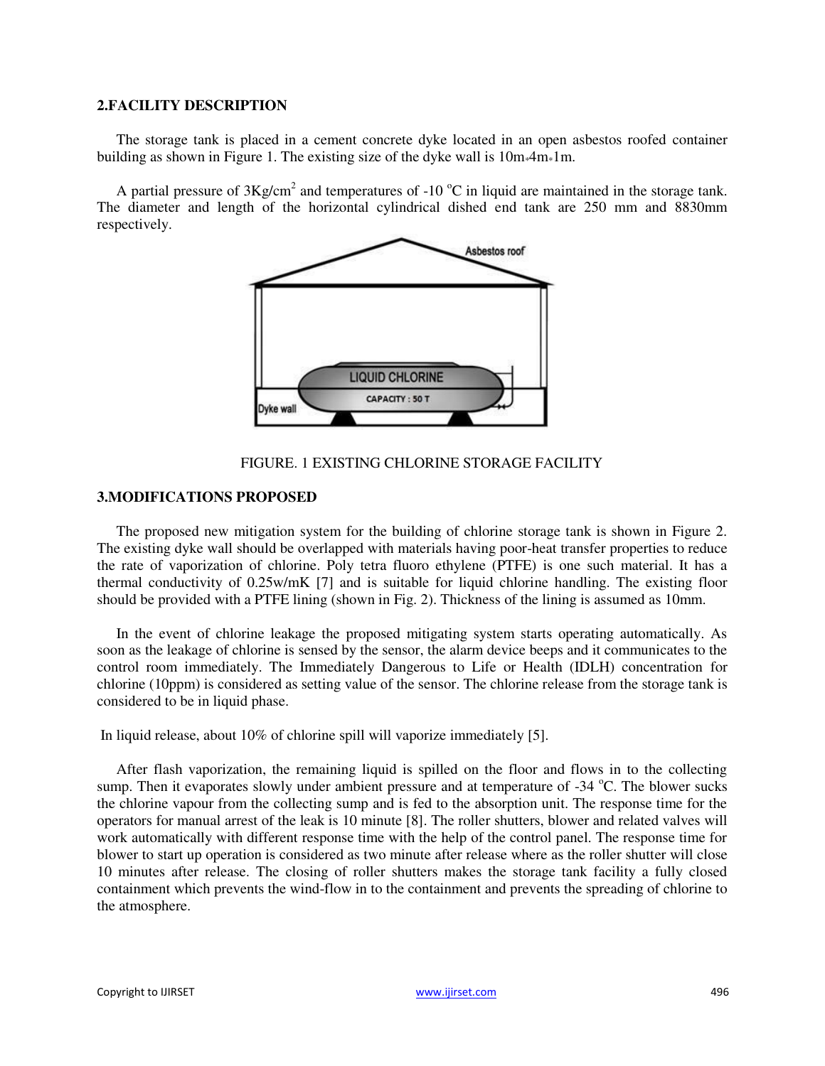## 2.FACILITY DESCRIPTION

The storage tank is placed in a cement concrete dyke located in an open asbestos roofed container building as shown in Figure 1. The existing size of the dyke wall is 10m*4m*1m.

A partial pressure of 3Kg/cm$^2$ and temperatures of -10 $^{o}$C in liquid are maintained in the storage tank. The diameter and length of the horizontal cylindrical dished end tank are 250 mm and 8830mm respectively.

FIGURE. 1 EXISTING CHLORINE STORAGE FACILITY

## 3.MODIFICATIONS PROPOSED

The proposed new mitigation system for the building of chlorine storage tank is shown in Figure 2. The existing dyke wall should be overlapped with materials having poor-heat transfer properties to reduce the rate of vaporization of chlorine. Poly tetra fluoro ethylene (PTFE) is one such material. It has a thermal conductivity of 0.25w/mK [7] and is suitable for liquid chlorine handling. The existing floor should be provided with a PTFE lining (shown in Fig. 2). Thickness of the lining is assumed as 10mm.

In the event of chlorine leakage the proposed mitigating system starts operating automatically. As soon as the leakage of chlorine is sensed by the sensor, the alarm device beeps and it communicates to the control room immediately. The Immediately Dangerous to Life or Health (IDLH) concentration for chlorine (10ppm) is considered as setting value of the sensor. The chlorine release from the storage tank is considered to be in liquid phase.

In liquid release, about 10% of chlorine spill will vaporize immediately [5].

After flash vaporization, the remaining liquid is spilled on the floor and flows in to the collecting sump. Then it evaporates slowly under ambient pressure and at temperature of -34 $^{o}$C. The blower sucks the chlorine vapour from the collecting sump and is fed to the absorption unit. The response time for the operators for manual arrest of the leak is 10 minute [8]. The roller shutters, blower and related valves will work automatically with different response time with the help of the control panel. The response time for blower to start up operation is considered as two minute after release where as the roller shutter will close 10 minutes after release. The closing of roller shutters makes the storage tank facility a fully closed containment which prevents the wind-flow in to the containment and prevents the spreading of chlorine to the atmosphere.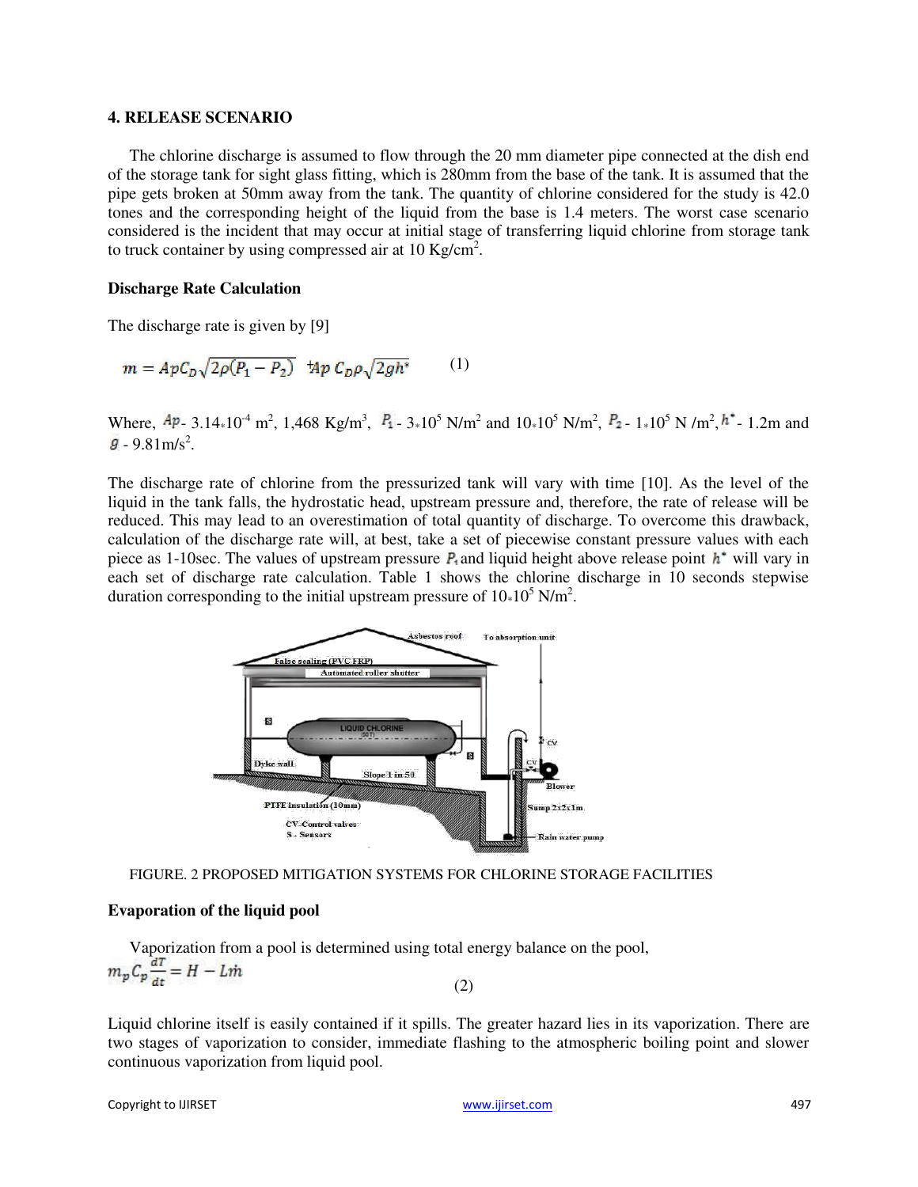## 4. RELEASE SCENARIO

The chlorine discharge is assumed to flow through the 20 mm diameter pipe connected at the dish end of the storage tank for sight glass fitting, which is 280mm from the base of the tank. It is assumed that the pipe gets broken at 50mm away from the tank. The quantity of chlorine considered for the study is 42.0 tones and the corresponding height of the liquid from the base is 1.4 meters. The worst case scenario considered is the incident that may occur at initial stage of transferring liquid chlorine from storage tank to truck container by using compressed air at 10 Kg/cm$^2$.

### Discharge Rate Calculation

The discharge rate is given by [9]

$$m = A_P C_D \sqrt{2\rho(P_1 - P_2)} + A_P C_D \rho \sqrt{2gh^*} \qquad (1)$$

Where, $A_P$ - 3.14*10$^{-4}$ m$^2$, 1,468 Kg/m$^3$, $P_1$ - 3*10$^5$ N/m$^2$ and 10*10$^5$ N/m$^2$, $P_2$ - 1*10$^5$ N/m$^2$, $h^*$ - 1.2m and $g$ - 9.81m/s$^2$.

The discharge rate of chlorine from the pressurized tank will vary with time [10]. As the level of the liquid in the tank falls, the hydrostatic head, upstream pressure and, therefore, the rate of release will be reduced. This may lead to an overestimation of total quantity of discharge. To overcome this drawback, calculation of the discharge rate will, at best, take a set of piecewise constant pressure values with each piece as 1-10sec. The values of upstream pressure $P_1$ and liquid height above release point $h^*$ will vary in each set of discharge rate calculation. Table 1 shows the chlorine discharge in 10 seconds stepwise duration corresponding to the initial upstream pressure of 10*10$^5$ N/m$^2$.

FIGURE. 2 PROPOSED MITIGATION SYSTEMS FOR CHLORINE STORAGE FACILITIES

### Evaporation of the liquid pool

Vaporization from a pool is determined using total energy balance on the pool,

$$m_p C_p \frac{dT}{dt} = H - L\dot{m} \qquad (2)$$

Liquid chlorine itself is easily contained if it spills. The greater hazard lies in its vaporization. There are two stages of vaporization to consider, immediate flashing to the atmospheric boiling point and slower continuous vaporization from liquid pool.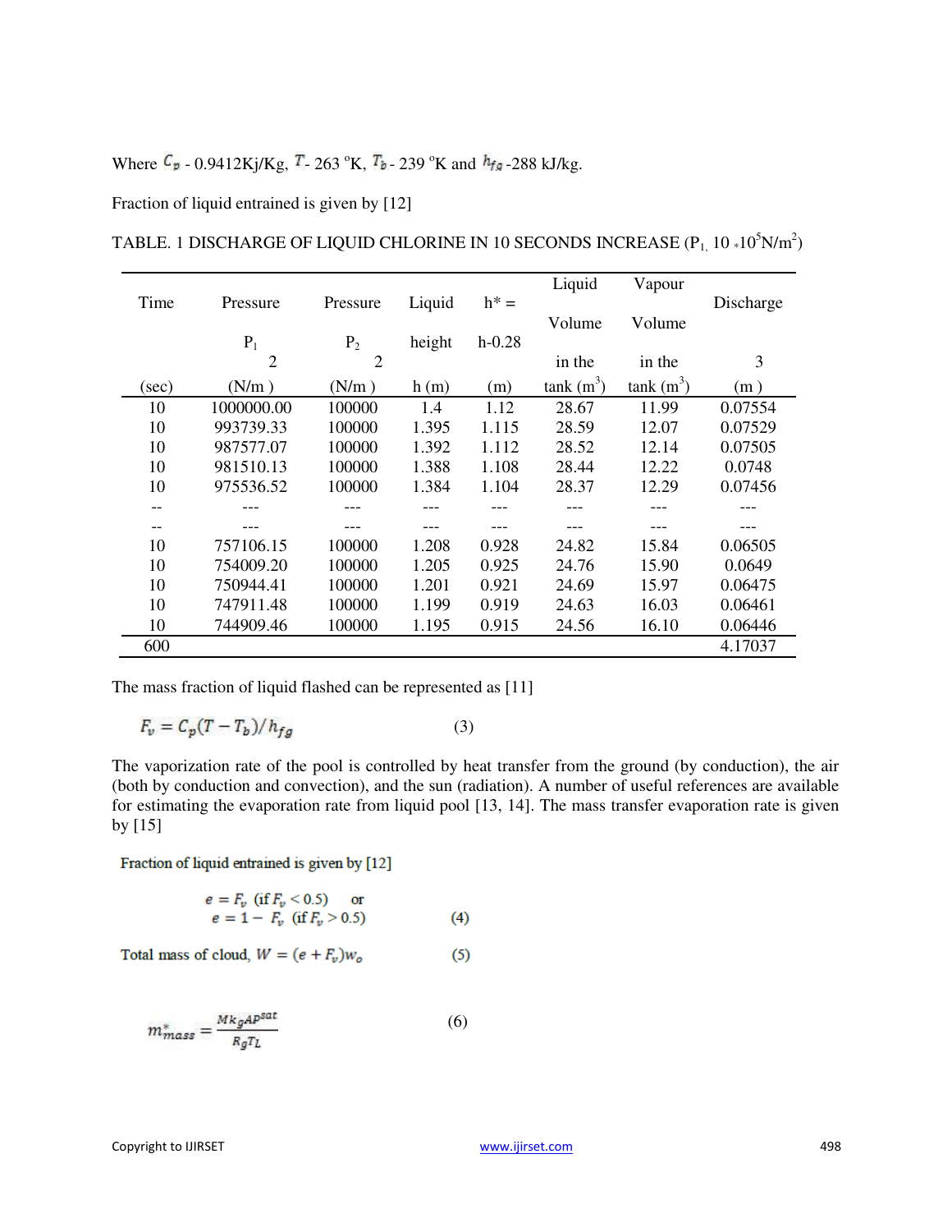Where $C_p$ - 0.9412Kj/Kg, $T$- 263 °K, $T_b$ - 239 °K and $h_{fg}$ -288 kJ/kg.

Fraction of liquid entrained is given by [12]

TABLE. 1 DISCHARGE OF LIQUID CHLORINE IN 10 SECONDS INCREASE ($P_1$, 10 *$10^5$N/m$^2$)

| Time (sec) | Pressure $P_1$ (N/m$^2$) | Pressure $P_2$ (N/m$^2$) | Liquid height h (m) | h* = h-0.28 (m) | Liquid Volume in the tank (m$^3$) | Vapour Volume in the tank (m$^3$) | Discharge (m$^3$) |
|---|---|---|---|---|---|---|---|
| 10 | 1000000.00 | 100000 | 1.4 | 1.12 | 28.67 | 11.99 | 0.07554 |
| 10 | 993739.33 | 100000 | 1.395 | 1.115 | 28.59 | 12.07 | 0.07529 |
| 10 | 987577.07 | 100000 | 1.392 | 1.112 | 28.52 | 12.14 | 0.07505 |
| 10 | 981510.13 | 100000 | 1.388 | 1.108 | 28.44 | 12.22 | 0.0748 |
| 10 | 975536.52 | 100000 | 1.384 | 1.104 | 28.37 | 12.29 | 0.07456 |
| -- | --- | --- | --- | --- | --- | --- | --- |
| -- | --- | --- | --- | --- | --- | --- | --- |
| 10 | 757106.15 | 100000 | 1.208 | 0.928 | 24.82 | 15.84 | 0.06505 |
| 10 | 754009.20 | 100000 | 1.205 | 0.925 | 24.76 | 15.90 | 0.0649 |
| 10 | 750944.41 | 100000 | 1.201 | 0.921 | 24.69 | 15.97 | 0.06475 |
| 10 | 747911.48 | 100000 | 1.199 | 0.919 | 24.63 | 16.03 | 0.06461 |
| 10 | 744909.46 | 100000 | 1.195 | 0.915 | 24.56 | 16.10 | 0.06446 |
| 600 | | | | | | | 4.17037 |

The mass fraction of liquid flashed can be represented as [11]

$$F_v = C_p(T - T_b)/h_{fg} \qquad (3)$$

The vaporization rate of the pool is controlled by heat transfer from the ground (by conduction), the air (both by conduction and convection), and the sun (radiation). A number of useful references are available for estimating the evaporation rate from liquid pool [13, 14]. The mass transfer evaporation rate is given by [15]

Fraction of liquid entrained is given by [12]

$$e = F_v \ (\text{if } F_v < 0.5) \quad \text{or}$$
$$e = 1 - F_v \ (\text{if } F_v > 0.5) \qquad (4)$$

Total mass of cloud, $W = (e + F_v)w_o$ (5)

$$m^*_{mass} = \frac{M k_g A P^{sat}}{R_g T_L} \qquad (6)$$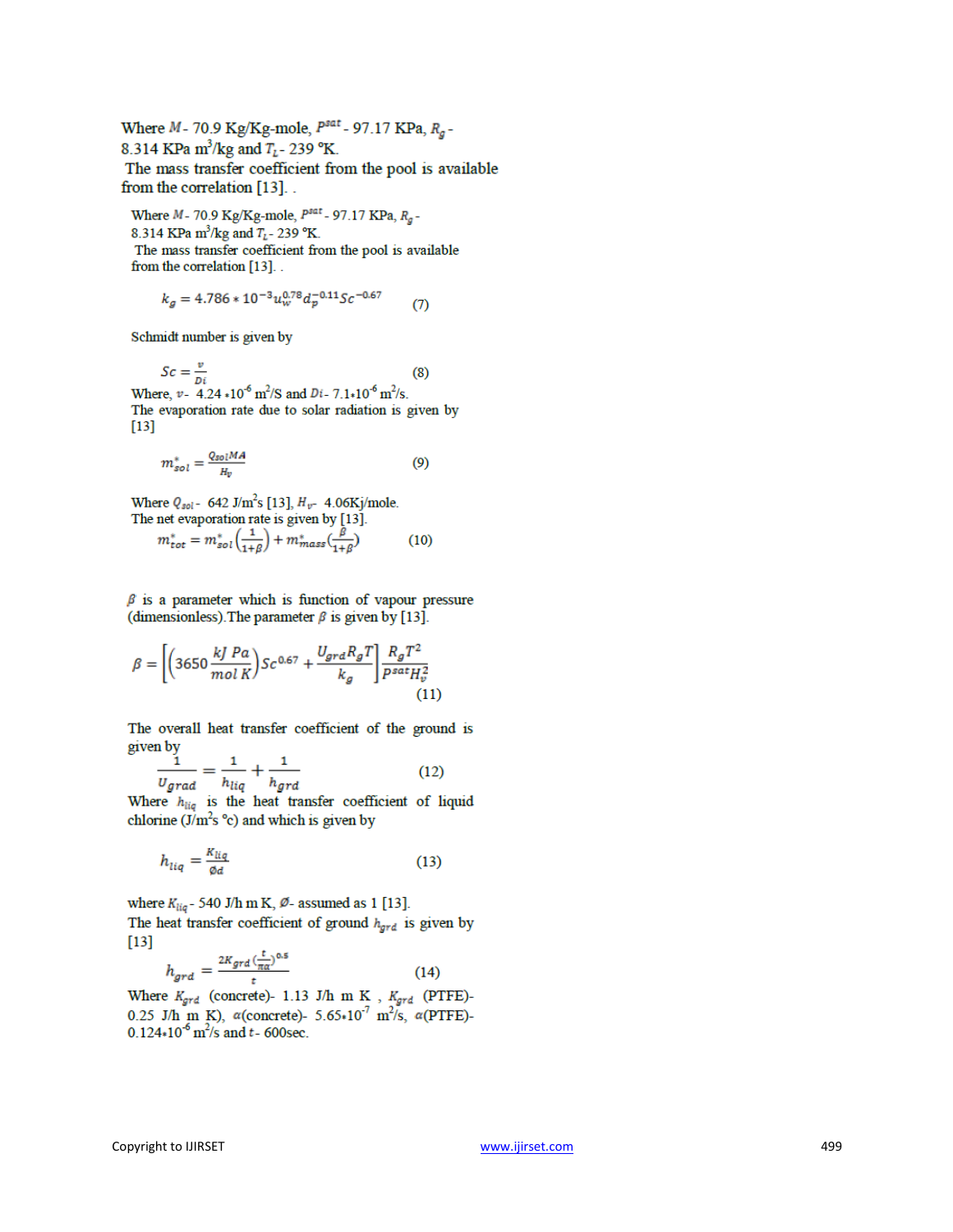Where $M$- 70.9 Kg/Kg-mole, $P^{sat}$ - 97.17 KPa, $R_g$ - 8.314 KPa m$^3$/kg and $T_L$- 239 °K.

The mass transfer coefficient from the pool is available from the correlation [13]. .

Where $M$- 70.9 Kg/Kg-mole, $P^{sat}$ - 97.17 KPa, $R_g$ - 8.314 KPa m$^3$/kg and $T_L$- 239 °K.

The mass transfer coefficient from the pool is available from the correlation [13]. .

$$k_g = 4.786 * 10^{-3} u_w^{0.78} d_p^{-0.11} Sc^{-0.67} \quad (7)$$

Schmidt number is given by

$$Sc = \frac{v}{Di} \quad (8)$$

Where, $v$- 4.24 $*10^{-6}$ m$^2$/S and $Di$- 7.1$*10^{-6}$ m$^2$/s.

The evaporation rate due to solar radiation is given by [13]

$$m^*_{sol} = \frac{Q_{sol} MA}{H_v} \quad (9)$$

Where $Q_{sol}$- 642 J/m$^2$s [13], $H_v$- 4.06Kj/mole.

The net evaporation rate is given by [13].

$$m^*_{tot} = m^*_{sol}\left(\frac{1}{1+\beta}\right) + m^*_{mass}\left(\frac{\beta}{1+\beta}\right) \quad (10)$$

$\beta$ is a parameter which is function of vapour pressure (dimensionless).The parameter $\beta$ is given by [13].

$$\beta = \left[\left(3650 \frac{kJ\ Pa}{mol\ K}\right) Sc^{0.67} + \frac{U_{grd} R_g T}{k_g}\right] \frac{R_g T^2}{P^{sat} H_v^2} \quad (11)$$

The overall heat transfer coefficient of the ground is given by

$$\frac{1}{U_{grad}} = \frac{1}{h_{liq}} + \frac{1}{h_{grd}} \quad (12)$$

Where $h_{liq}$ is the heat transfer coefficient of liquid chlorine (J/m$^2$s °c) and which is given by

$$h_{liq} = \frac{K_{liq}}{\emptyset d} \quad (13)$$

where $K_{liq}$ - 540 J/h m K, $\emptyset$- assumed as 1 [13].

The heat transfer coefficient of ground $h_{grd}$ is given by [13]

$$h_{grd} = \frac{2K_{grd}\left(\frac{t}{\pi\alpha}\right)^{0.5}}{t} \quad (14)$$

Where $K_{grd}$ (concrete)- 1.13 J/h m K , $K_{grd}$ (PTFE)- 0.25 J/h m K), $\alpha$(concrete)- 5.65$*10^{-7}$ m$^2$/s, $\alpha$(PTFE)- 0.124$*10^{-6}$ m$^2$/s and $t$- 600sec.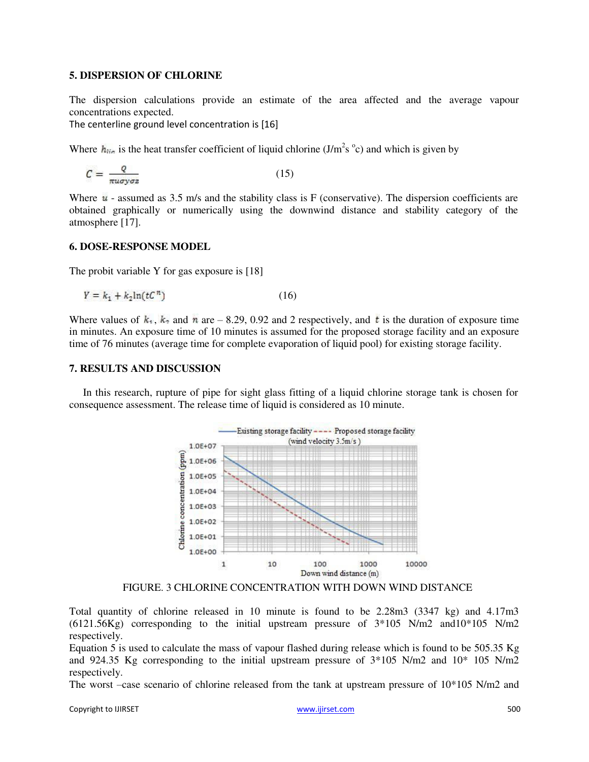## 5. DISPERSION OF CHLORINE

The dispersion calculations provide an estimate of the area affected and the average vapour concentrations expected.
The centerline ground level concentration is [16]

Where $h_{liq}$ is the heat transfer coefficient of liquid chlorine ($J/m^2 s\ ^oc$) and which is given by

$$C = \frac{Q}{\pi u \sigma y \sigma z} \qquad (15)$$

Where $u$ - assumed as 3.5 m/s and the stability class is F (conservative). The dispersion coefficients are obtained graphically or numerically using the downwind distance and stability category of the atmosphere [17].

## 6. DOSE-RESPONSE MODEL

The probit variable Y for gas exposure is [18]

$$Y = k_1 + k_2 \ln(tC^n) \qquad (16)$$

Where values of $k_1$, $k_2$ and $n$ are – 8.29, 0.92 and 2 respectively, and $t$ is the duration of exposure time in minutes. An exposure time of 10 minutes is assumed for the proposed storage facility and an exposure time of 76 minutes (average time for complete evaporation of liquid pool) for existing storage facility.

## 7. RESULTS AND DISCUSSION

In this research, rupture of pipe for sight glass fitting of a liquid chlorine storage tank is chosen for consequence assessment. The release time of liquid is considered as 10 minute.

FIGURE. 3 CHLORINE CONCENTRATION WITH DOWN WIND DISTANCE

Total quantity of chlorine released in 10 minute is found to be 2.28m3 (3347 kg) and 4.17m3 (6121.56Kg) corresponding to the initial upstream pressure of 3*105 N/m2 and10*105 N/m2 respectively.
Equation 5 is used to calculate the mass of vapour flashed during release which is found to be 505.35 Kg and 924.35 Kg corresponding to the initial upstream pressure of 3*105 N/m2 and 10* 105 N/m2 respectively.
The worst –case scenario of chlorine released from the tank at upstream pressure of 10*105 N/m2 and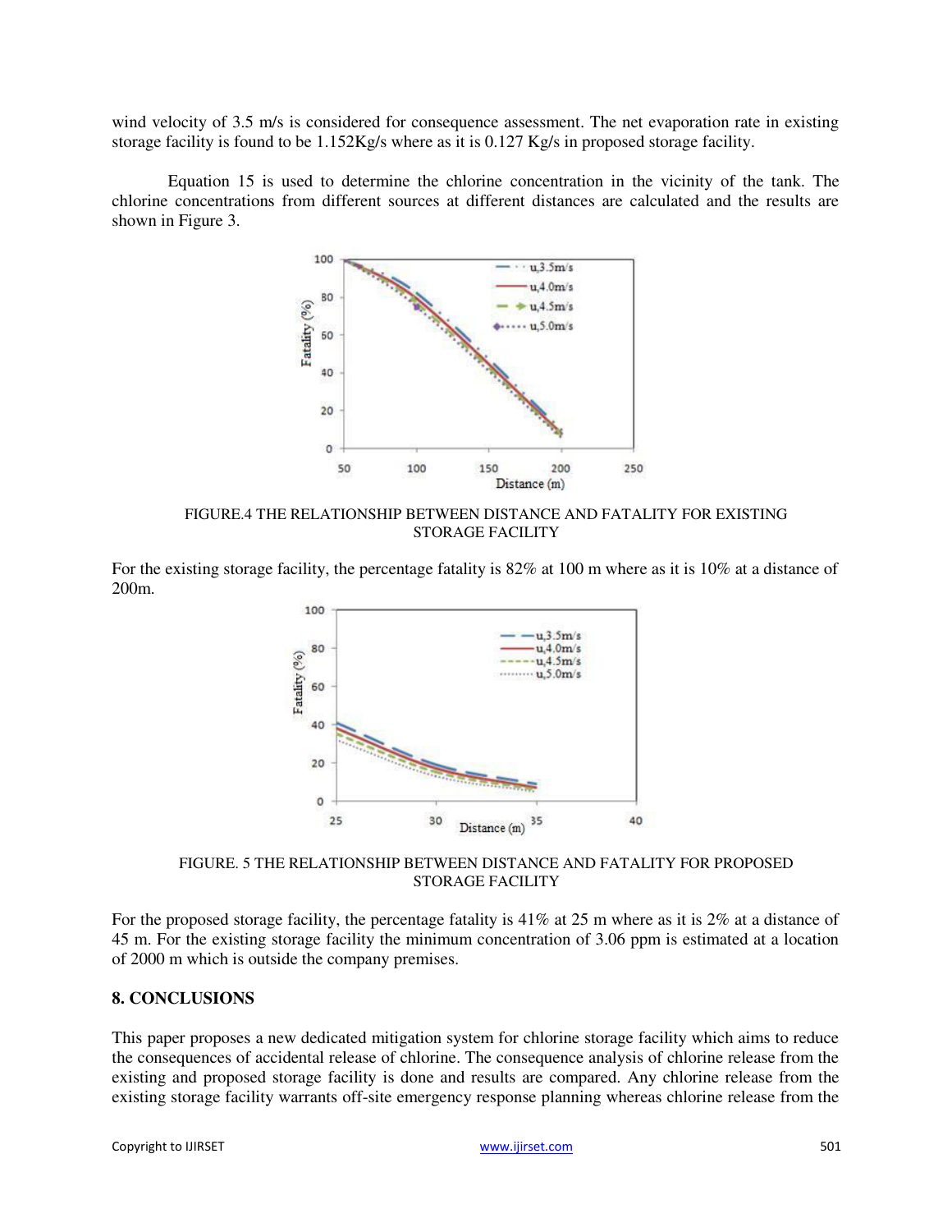wind velocity of 3.5 m/s is considered for consequence assessment. The net evaporation rate in existing storage facility is found to be 1.152Kg/s where as it is 0.127 Kg/s in proposed storage facility.

Equation 15 is used to determine the chlorine concentration in the vicinity of the tank. The chlorine concentrations from different sources at different distances are calculated and the results are shown in Figure 3.

FIGURE.4 THE RELATIONSHIP BETWEEN DISTANCE AND FATALITY FOR EXISTING STORAGE FACILITY

For the existing storage facility, the percentage fatality is 82% at 100 m where as it is 10% at a distance of 200m.

FIGURE. 5 THE RELATIONSHIP BETWEEN DISTANCE AND FATALITY FOR PROPOSED STORAGE FACILITY

For the proposed storage facility, the percentage fatality is 41% at 25 m where as it is 2% at a distance of 45 m. For the existing storage facility the minimum concentration of 3.06 ppm is estimated at a location of 2000 m which is outside the company premises.

## 8. CONCLUSIONS

This paper proposes a new dedicated mitigation system for chlorine storage facility which aims to reduce the consequences of accidental release of chlorine. The consequence analysis of chlorine release from the existing and proposed storage facility is done and results are compared. Any chlorine release from the existing storage facility warrants off-site emergency response planning whereas chlorine release from the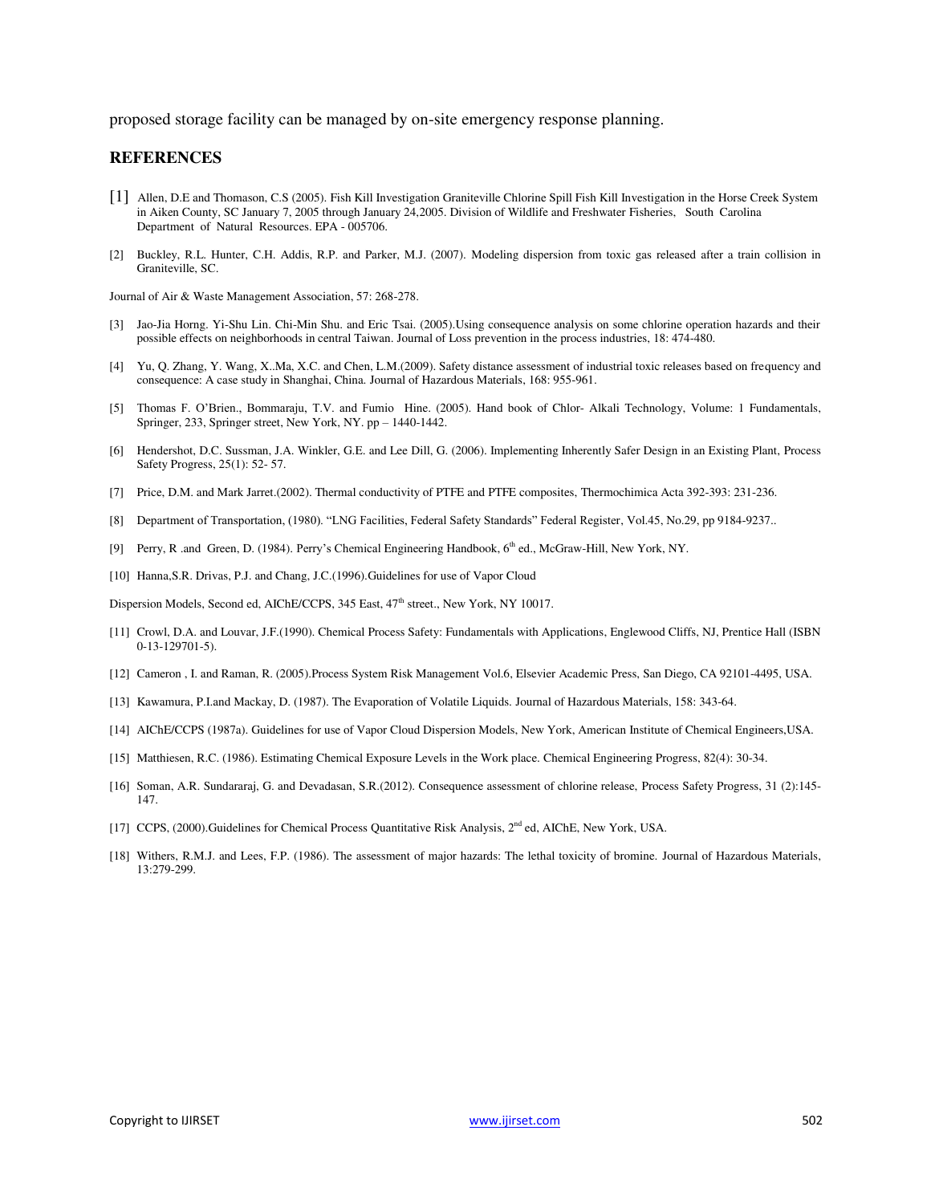proposed storage facility can be managed by on-site emergency response planning.

## REFERENCES

[1] Allen, D.E and Thomason, C.S (2005). Fish Kill Investigation Graniteville Chlorine Spill Fish Kill Investigation in the Horse Creek System in Aiken County, SC January 7, 2005 through January 24,2005. Division of Wildlife and Freshwater Fisheries, South Carolina Department of Natural Resources. EPA - 005706.

[2] Buckley, R.L. Hunter, C.H. Addis, R.P. and Parker, M.J. (2007). Modeling dispersion from toxic gas released after a train collision in Graniteville, SC.

Journal of Air & Waste Management Association, 57: 268-278.

[3] Jao-Jia Horng. Yi-Shu Lin. Chi-Min Shu. and Eric Tsai. (2005).Using consequence analysis on some chlorine operation hazards and their possible effects on neighborhoods in central Taiwan. Journal of Loss prevention in the process industries, 18: 474-480.

[4] Yu, Q. Zhang, Y. Wang, X..Ma, X.C. and Chen, L.M.(2009). Safety distance assessment of industrial toxic releases based on frequency and consequence: A case study in Shanghai, China. Journal of Hazardous Materials, 168: 955-961.

[5] Thomas F. O'Brien., Bommaraju, T.V. and Fumio Hine. (2005). Hand book of Chlor- Alkali Technology, Volume: 1 Fundamentals, Springer, 233, Springer street, New York, NY. pp – 1440-1442.

[6] Hendershot, D.C. Sussman, J.A. Winkler, G.E. and Lee Dill, G. (2006). Implementing Inherently Safer Design in an Existing Plant, Process Safety Progress, 25(1): 52- 57.

[7] Price, D.M. and Mark Jarret.(2002). Thermal conductivity of PTFE and PTFE composites, Thermochimica Acta 392-393: 231-236.

[8] Department of Transportation, (1980). "LNG Facilities, Federal Safety Standards" Federal Register, Vol.45, No.29, pp 9184-9237..

[9] Perry, R .and Green, D. (1984). Perry's Chemical Engineering Handbook, 6th ed., McGraw-Hill, New York, NY.

[10] Hanna,S.R. Drivas, P.J. and Chang, J.C.(1996).Guidelines for use of Vapor Cloud

Dispersion Models, Second ed, AIChE/CCPS, 345 East, 47th street., New York, NY 10017.

[11] Crowl, D.A. and Louvar, J.F.(1990). Chemical Process Safety: Fundamentals with Applications, Englewood Cliffs, NJ, Prentice Hall (ISBN 0-13-129701-5).

[12] Cameron , I. and Raman, R. (2005).Process System Risk Management Vol.6, Elsevier Academic Press, San Diego, CA 92101-4495, USA.

[13] Kawamura, P.I.and Mackay, D. (1987). The Evaporation of Volatile Liquids. Journal of Hazardous Materials, 158: 343-64.

[14] AIChE/CCPS (1987a). Guidelines for use of Vapor Cloud Dispersion Models, New York, American Institute of Chemical Engineers,USA.

[15] Matthiesen, R.C. (1986). Estimating Chemical Exposure Levels in the Work place. Chemical Engineering Progress, 82(4): 30-34.

[16] Soman, A.R. Sundararaj, G. and Devadasan, S.R.(2012). Consequence assessment of chlorine release, Process Safety Progress, 31 (2):145-147.

[17] CCPS, (2000).Guidelines for Chemical Process Quantitative Risk Analysis, 2nd ed, AIChE, New York, USA.

[18] Withers, R.M.J. and Lees, F.P. (1986). The assessment of major hazards: The lethal toxicity of bromine. Journal of Hazardous Materials, 13:279-299.